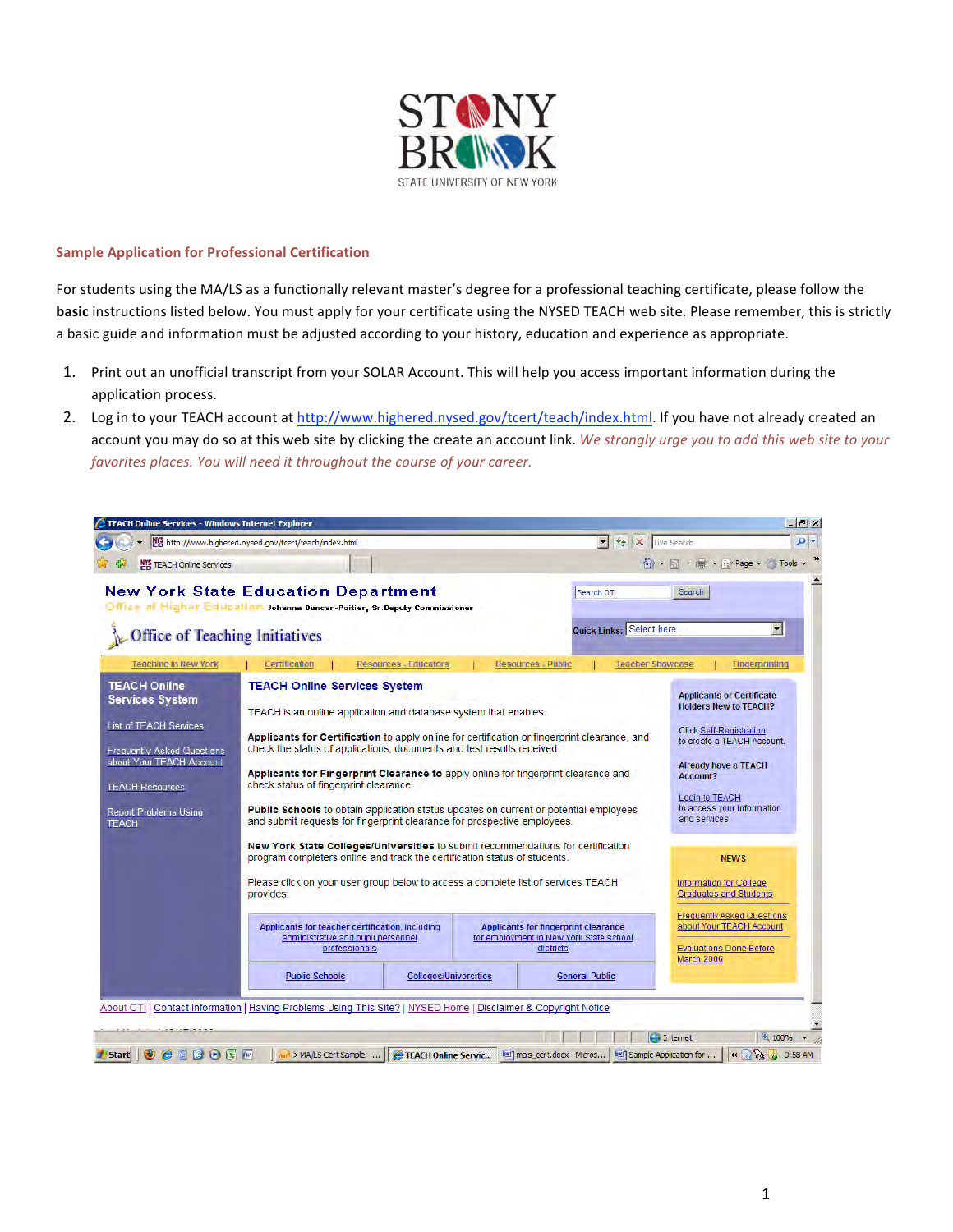STONY BROOK
STATE UNIVERSITY OF NEW YORK

## Sample Application for Professional Certification

For students using the MA/LS as a functionally relevant master's degree for a professional teaching certificate, please follow the **basic** instructions listed below. You must apply for your certificate using the NYSED TEACH web site. Please remember, this is strictly a basic guide and information must be adjusted according to your history, education and experience as appropriate.

1. Print out an unofficial transcript from your SOLAR Account. This will help you access important information during the application process.
2. Log in to your TEACH account at http://www.highered.nysed.gov/tcert/teach/index.html. If you have not already created an account you may do so at this web site by clicking the create an account link. *We strongly urge you to add this web site to your favorites places. You will need it throughout the course of your career.*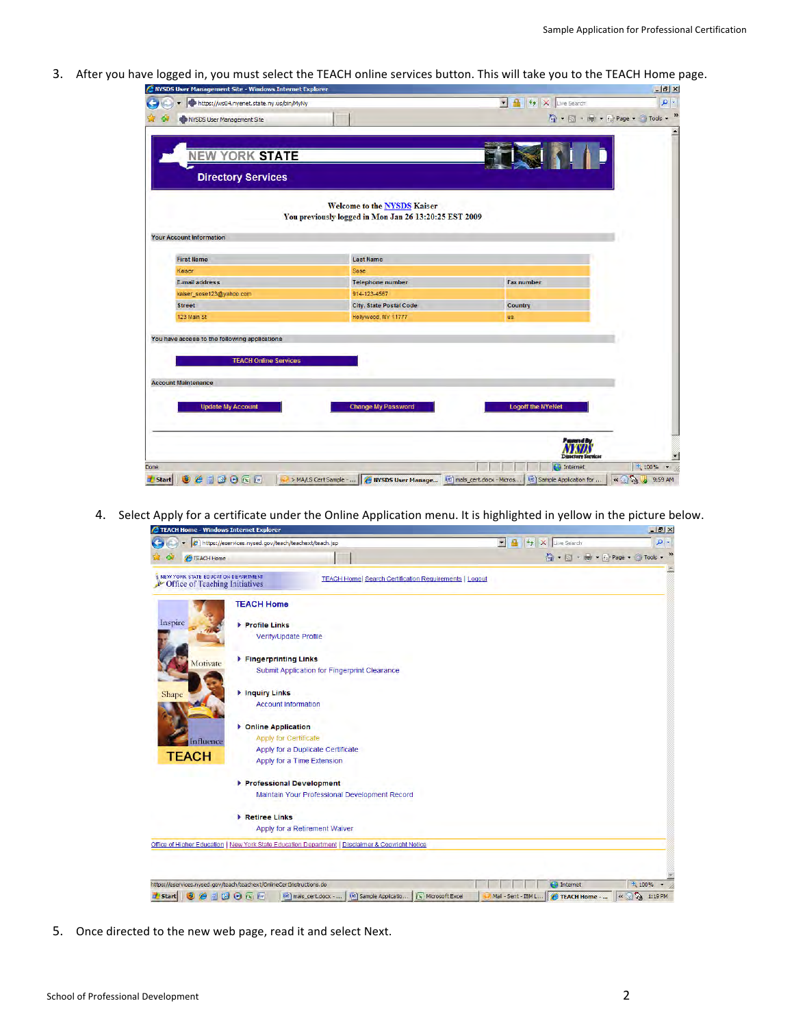3. After you have logged in, you must select the TEACH online services button. This will take you to the TEACH Home page.

4. Select Apply for a certificate under the Online Application menu. It is highlighted in yellow in the picture below.

5. Once directed to the new web page, read it and select Next.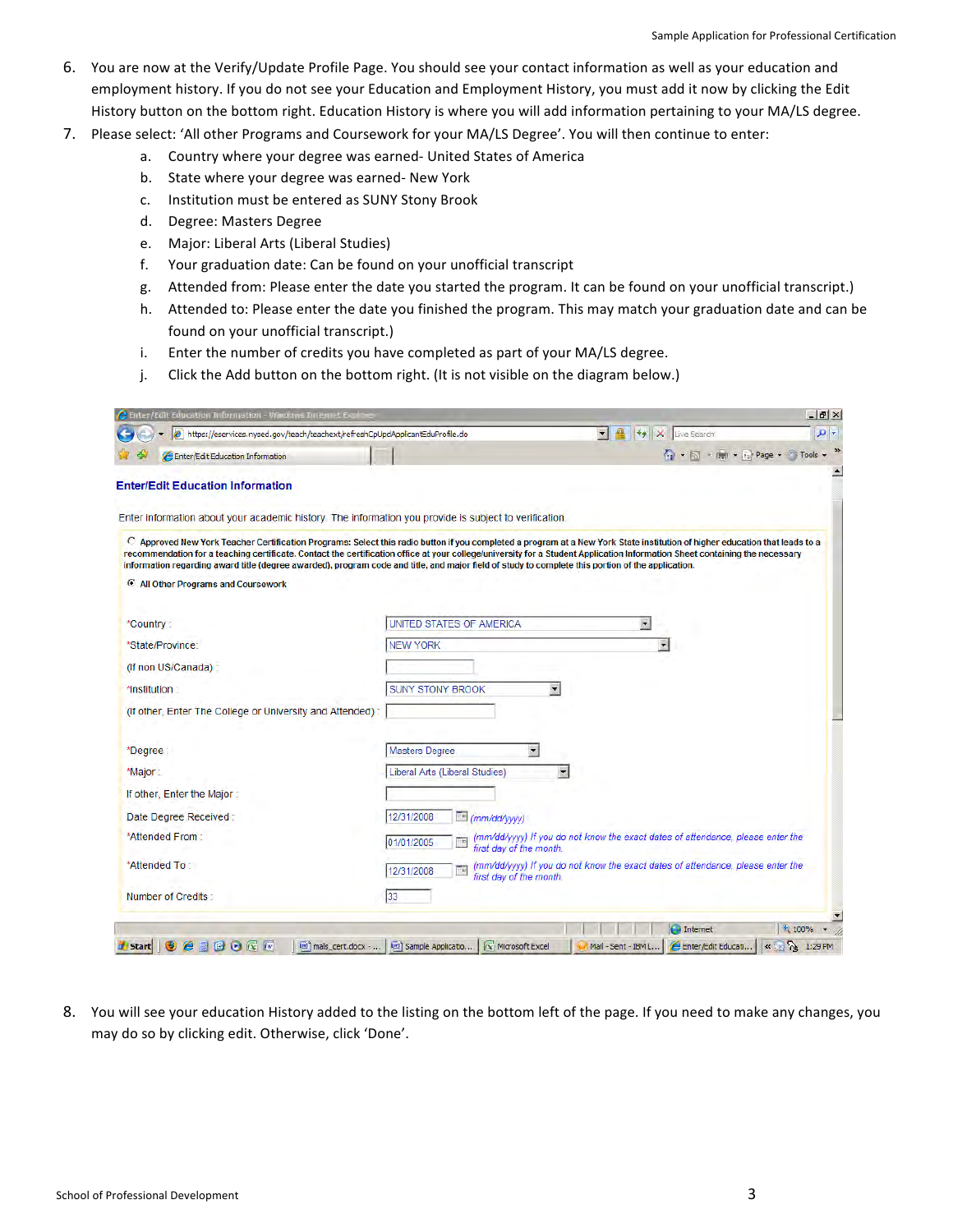6. You are now at the Verify/Update Profile Page. You should see your contact information as well as your education and employment history. If you do not see your Education and Employment History, you must add it now by clicking the Edit History button on the bottom right. Education History is where you will add information pertaining to your MA/LS degree.
7. Please select: 'All other Programs and Coursework for your MA/LS Degree'. You will then continue to enter:
   a. Country where your degree was earned- United States of America
   b. State where your degree was earned- New York
   c. Institution must be entered as SUNY Stony Brook
   d. Degree: Masters Degree
   e. Major: Liberal Arts (Liberal Studies)
   f. Your graduation date: Can be found on your unofficial transcript
   g. Attended from: Please enter the date you started the program. It can be found on your unofficial transcript.)
   h. Attended to: Please enter the date you finished the program. This may match your graduation date and can be found on your unofficial transcript.)
   i. Enter the number of credits you have completed as part of your MA/LS degree.
   j. Click the Add button on the bottom right. (It is not visible on the diagram below.)

8. You will see your education History added to the listing on the bottom left of the page. If you need to make any changes, you may do so by clicking edit. Otherwise, click 'Done'.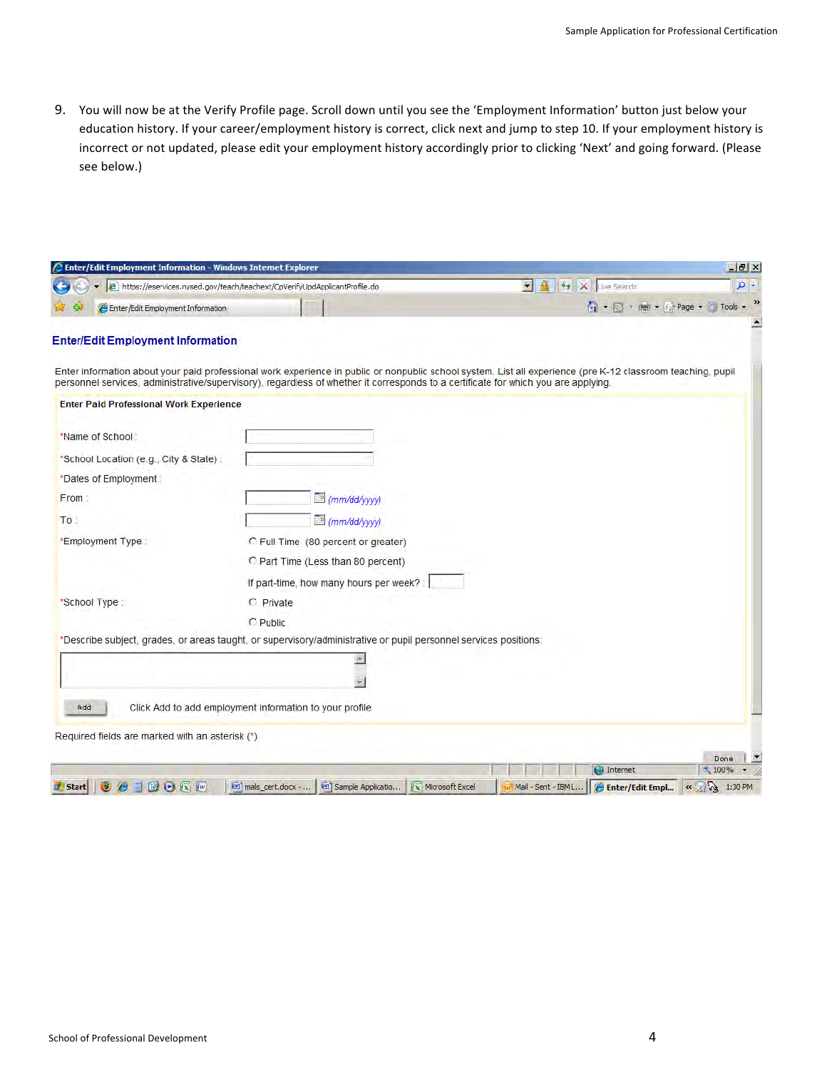9. You will now be at the Verify Profile page. Scroll down until you see the 'Employment Information' button just below your education history. If your career/employment history is correct, click next and jump to step 10. If your employment history is incorrect or not updated, please edit your employment history accordingly prior to clicking 'Next' and going forward. (Please see below.)

Enter/Edit Employment Information - Windows Internet Explorer

https://eservices.nysed.gov/teach/teachext/CpVerifyUpdApplicantProfile.do

## Enter/Edit Employment Information

Enter information about your paid professional work experience in public or nonpublic school system. List all experience (pre K-12 classroom teaching, pupil personnel services, administrative/supervisory), regardless of whether it corresponds to a certificate for which you are applying.

**Enter Paid Professional Work Experience**

*Name of School :

*School Location (e.g., City & State) :

*Dates of Employment :

From : (mm/dd/yyyy)

To : (mm/dd/yyyy)

*Employment Type :

- Full Time (80 percent or greater)
- Part Time (Less than 80 percent)

If part-time, how many hours per week? :

*School Type :

- Private
- Public

*Describe subject, grades, or areas taught, or supervisory/administrative or pupil personnel services positions:

Add — Click Add to add employment information to your profile

Required fields are marked with an asterisk (*)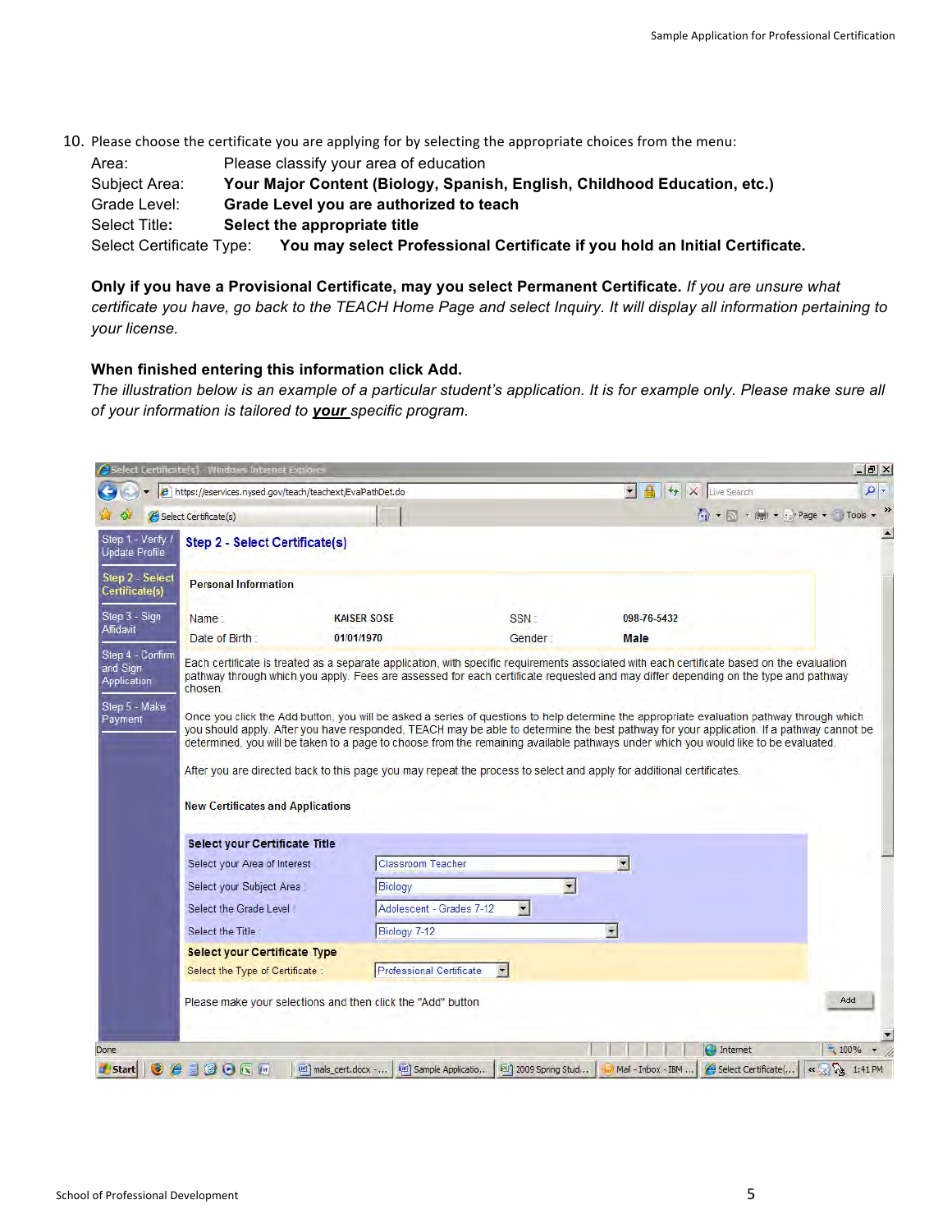10. Please choose the certificate you are applying for by selecting the appropriate choices from the menu:

    Area: Please classify your area of education

    Subject Area: **Your Major Content (Biology, Spanish, English, Childhood Education, etc.)**

    Grade Level: **Grade Level you are authorized to teach**

    Select Title**:** **Select the appropriate title**

    Select Certificate Type: **You may select Professional Certificate if you hold an Initial Certificate.**

    **Only if you have a Provisional Certificate, may you select Permanent Certificate.** *If you are unsure what certificate you have, go back to the TEACH Home Page and select Inquiry. It will display all information pertaining to your license.*

    **When finished entering this information click Add.**

    *The illustration below is an example of a particular student's application. It is for example only. Please make sure all of your information is tailored to* ***your*** *specific program.*

Select Certificate(s) - Windows Internet Explorer

https://eservices.nysed.gov/teach/teachext/EvaPathDet.do

- Step 1 - Verify / Update Profile
- Step 2 - Select Certificate(s)
- Step 3 - Sign Affidavit
- Step 4 - Confirm and Sign Application
- Step 5 - Make Payment

**Step 2 - Select Certificate(s)**

**Personal Information**

| | | | |
|---|---|---|---|
| Name : | KAISER SOSE | SSN : | 098-76-5432 |
| Date of Birth : | 01/01/1970 | Gender : | Male |

Each certificate is treated as a separate application, with specific requirements associated with each certificate based on the evaluation pathway through which you apply. Fees are assessed for each certificate requested and may differ depending on the type and pathway chosen.

Once you click the Add button, you will be asked a series of questions to help determine the appropriate evaluation pathway through which you should apply. After you have responded, TEACH may be able to determine the best pathway for your application. If a pathway cannot be determined, you will be taken to a page to choose from the remaining available pathways under which you would like to be evaluated.

After you are directed back to this page you may repeat the process to select and apply for additional certificates.

**New Certificates and Applications**

**Select your Certificate Title**

| | |
|---|---|
| Select your Area of Interest : | Classroom Teacher |
| Select your Subject Area : | Biology |
| Select the Grade Level : | Adolescent - Grades 7-12 |
| Select the Title : | Biology 7-12 |

**Select your Certificate Type**

| | |
|---|---|
| Select the Type of Certificate : | Professional Certificate |

Please make your selections and then click the "Add" button

Add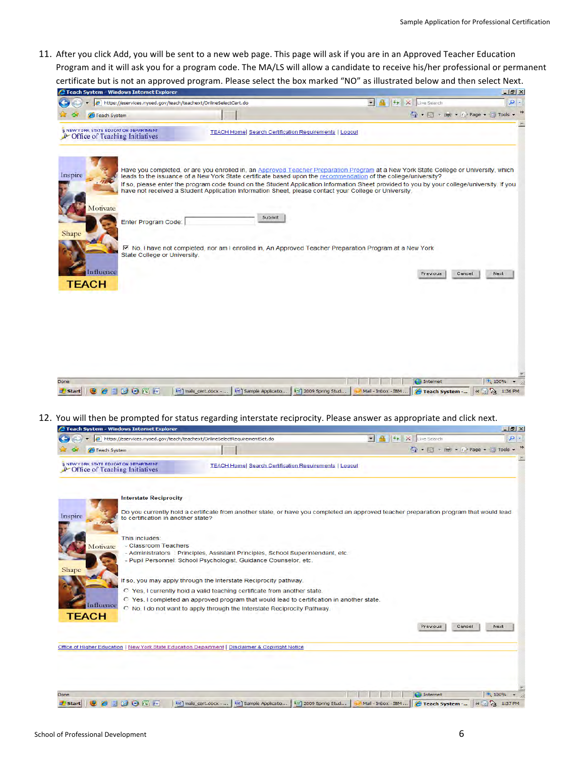11. After you click Add, you will be sent to a new web page. This page will ask if you are in an Approved Teacher Education Program and it will ask you for a program code. The MA/LS will allow a candidate to receive his/her professional or permanent certificate but is not an approved program. Please select the box marked "NO" as illustrated below and then select Next.

Have you completed, or are you enrolled in, an Approved Teacher Preparation Program at a New York State College or University, which leads to the issuance of a New York State certificate based upon the recommendation of the college/university?
If so, please enter the program code found on the Student Application Information Sheet provided to you by your college/university. If you have not received a Student Application Information Sheet, please contact your College or University.

Enter Program Code: [ ] Submit

☑ No, I have not completed, nor am I enrolled in, An Approved Teacher Preparation Program at a New York State College or University.

Previous | Cancel | Next

12. You will then be prompted for status regarding interstate reciprocity. Please answer as appropriate and click next.

**Interstate Reciprocity**

Do you currently hold a certificate from another state, or have you completed an approved teacher preparation program that would lead to certification in another state?

This includes:
- Classroom Teachers
- Administrators : Principles, Assistant Principles, School Superintendent, etc.
- Pupil Personnel: School Psychologist, Guidance Counselor, etc.

If so, you may apply through the Interstate Reciprocity pathway.

- ○ Yes, I currently hold a valid teaching certificate from another state.
- ○ Yes, I completed an approved program that would lead to certification in another state.
- ○ No, I do not want to apply through the Interstate Reciprocity Pathway.

Previous | Cancel | Next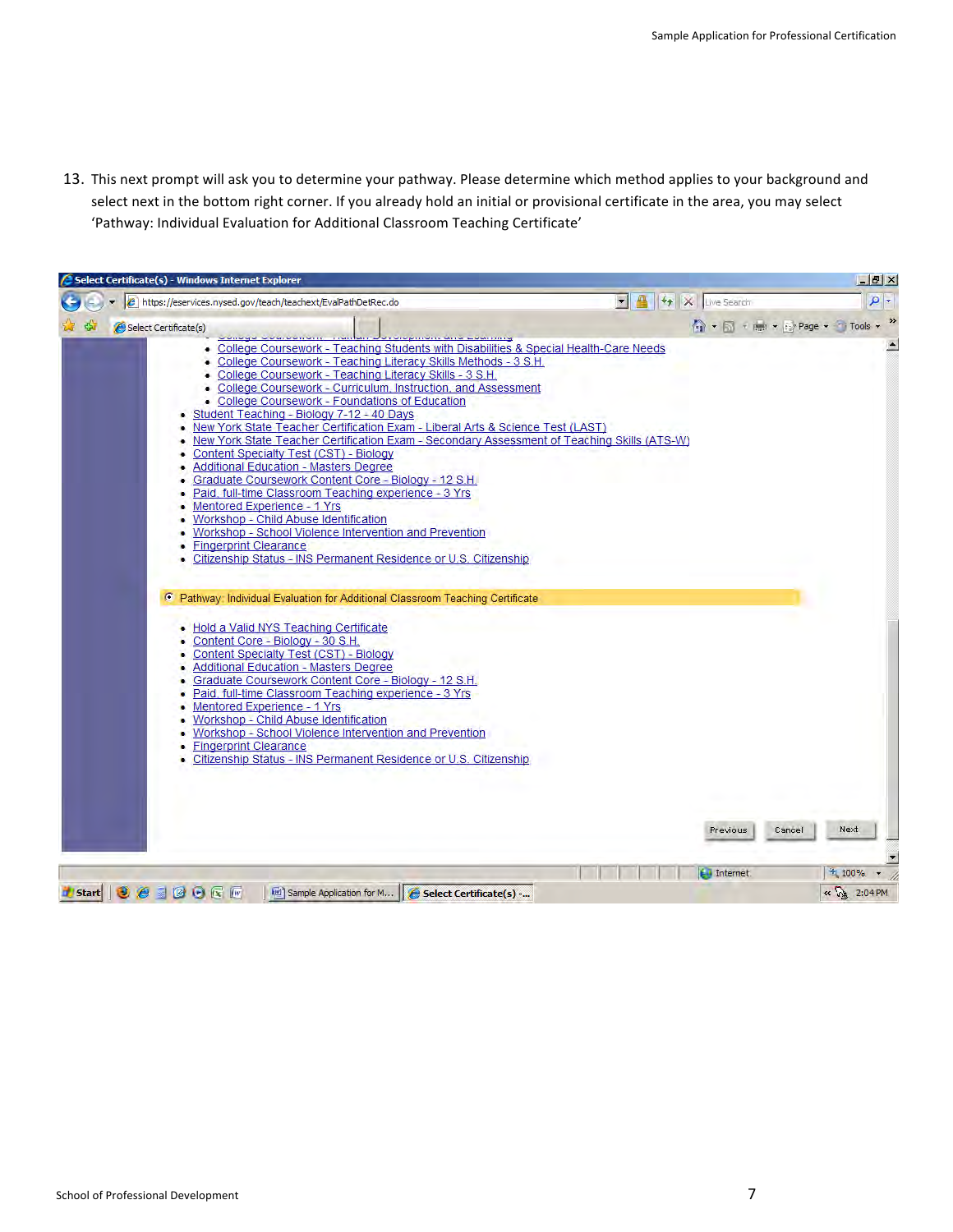13. This next prompt will ask you to determine your pathway. Please determine which method applies to your background and select next in the bottom right corner. If you already hold an initial or provisional certificate in the area, you may select 'Pathway: Individual Evaluation for Additional Classroom Teaching Certificate'

Select Certificate(s) - Windows Internet Explorer

https://eservices.nysed.gov/teach/teachext/EvalPathDetRec.do

- College Coursework - Human Development and Learning
- College Coursework - Teaching Students with Disabilities & Special Health-Care Needs
- College Coursework - Teaching Literacy Skills Methods - 3 S.H.
- College Coursework - Teaching Literacy Skills - 3 S.H.
- College Coursework - Curriculum, Instruction, and Assessment
- College Coursework - Foundations of Education
- Student Teaching - Biology 7-12 - 40 Days
- New York State Teacher Certification Exam - Liberal Arts & Science Test (LAST)
- New York State Teacher Certification Exam - Secondary Assessment of Teaching Skills (ATS-W)
- Content Specialty Test (CST) - Biology
- Additional Education - Masters Degree
- Graduate Coursework Content Core - Biology - 12 S.H.
- Paid, full-time Classroom Teaching experience - 3 Yrs
- Mentored Experience - 1 Yrs
- Workshop - Child Abuse Identification
- Workshop - School Violence Intervention and Prevention
- Fingerprint Clearance
- Citizenship Status - INS Permanent Residence or U.S. Citizenship

Pathway: Individual Evaluation for Additional Classroom Teaching Certificate

- Hold a Valid NYS Teaching Certificate
- Content Core - Biology - 30 S.H.
- Content Specialty Test (CST) - Biology
- Additional Education - Masters Degree
- Graduate Coursework Content Core - Biology - 12 S.H.
- Paid, full-time Classroom Teaching experience - 3 Yrs
- Mentored Experience - 1 Yrs
- Workshop - Child Abuse Identification
- Workshop - School Violence Intervention and Prevention
- Fingerprint Clearance
- Citizenship Status - INS Permanent Residence or U.S. Citizenship

Previous | Cancel | Next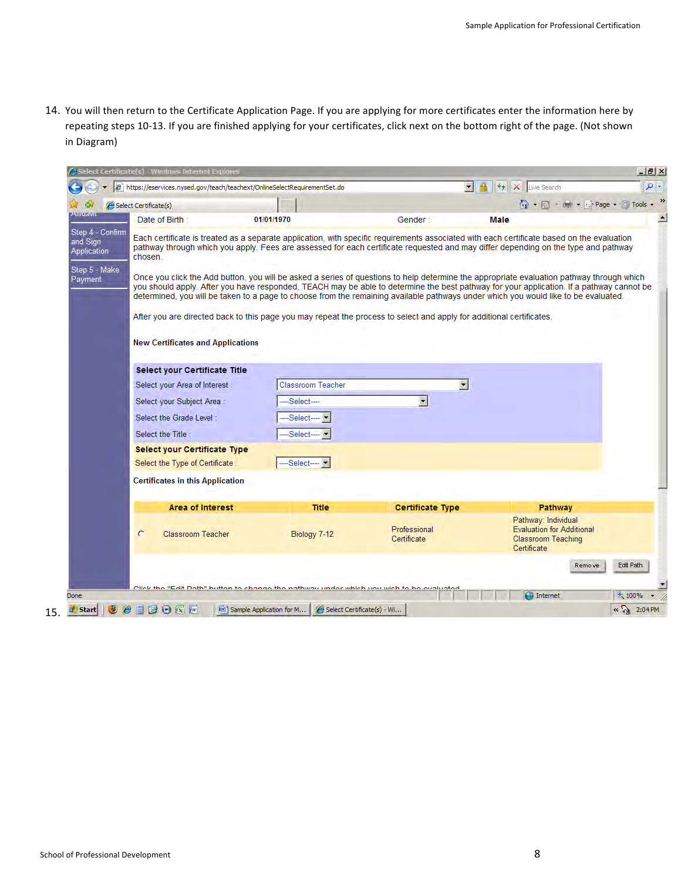14. You will then return to the Certificate Application Page. If you are applying for more certificates enter the information here by repeating steps 10-13. If you are finished applying for your certificates, click next on the bottom right of the page. (Not shown in Diagram)

Select Certificate(s) - Windows Internet Explorer

https://eservices.nysed.gov/teach/teachext/OnlineSelectRequirementSet.do

Affidavit

Step 4 - Confirm and Sign Application

Step 5 - Make Payment

Date of Birth : 01/01/1970 Gender : **Male**

Each certificate is treated as a separate application, with specific requirements associated with each certificate based on the evaluation pathway through which you apply. Fees are assessed for each certificate requested and may differ depending on the type and pathway chosen.

Once you click the Add button, you will be asked a series of questions to help determine the appropriate evaluation pathway through which you should apply. After you have responded, TEACH may be able to determine the best pathway for your application. If a pathway cannot be determined, you will be taken to a page to choose from the remaining available pathways under which you would like to be evaluated.

After you are directed back to this page you may repeat the process to select and apply for additional certificates.

**New Certificates and Applications**

**Select your Certificate Title**

Select your Area of Interest : Classroom Teacher

Select your Subject Area : ----Select----

Select the Grade Level : ----Select----

Select the Title : ----Select----

**Select your Certificate Type**

Select the Type of Certificate : ----Select----

**Certificates in this Application**

| | Area of Interest | Title | Certificate Type | Pathway |
|---|---|---|---|---|
| ○ | Classroom Teacher | Biology 7-12 | Professional Certificate | Pathway: Individual Evaluation for Additional Classroom Teaching Certificate |

Remove Edit Path

Click the "Edit Path" button to change the pathway under which you wish to be evaluated

Done Internet 100%

15.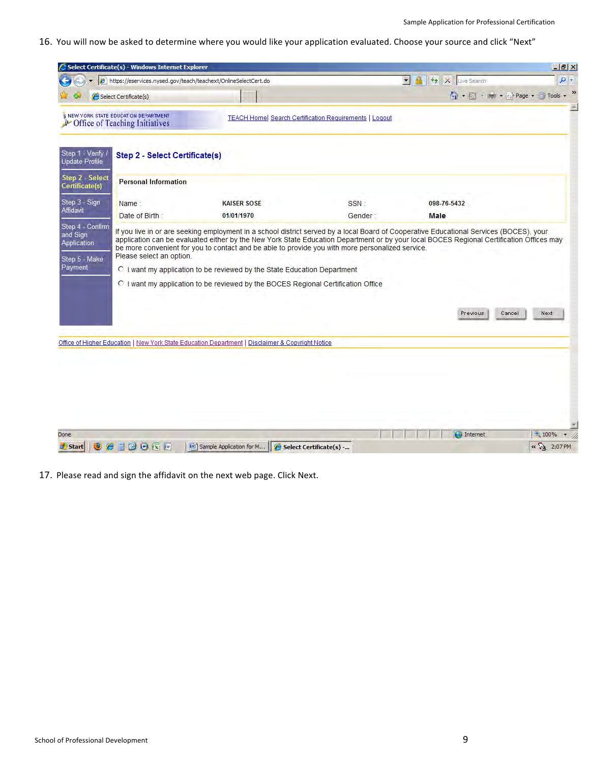16. You will now be asked to determine where you would like your application evaluated. Choose your source and click "Next"

Select Certificate(s) - Windows Internet Explorer

https://eservices.nysed.gov/teach/teachext/OnlineSelectCert.do

NEW YORK STATE EDUCATION DEPARTMENT
Office of Teaching Initiatives

TEACH Home | Search Certification Requirements | Logout

- Step 1 - Verify / Update Profile
- Step 2 - Select Certificate(s)
- Step 3 - Sign Affidavit
- Step 4 - Confirm and Sign Application
- Step 5 - Make Payment

**Step 2 - Select Certificate(s)**

**Personal Information**

| Name : | KAISER SOSE | SSN : | 098-76-5432 |
|---|---|---|---|
| Date of Birth : | 01/01/1970 | Gender : | Male |

If you live in or are seeking employment in a school district served by a local Board of Cooperative Educational Services (BOCES), your application can be evaluated either by the New York State Education Department or by your local BOCES Regional Certification Offices may be more convenient for you to contact and be able to provide you with more personalized service.
Please select an option.

- I want my application to be reviewed by the State Education Department
- I want my application to be reviewed by the BOCES Regional Certification Office

Previous | Cancel | Next

Office of Higher Education | New York State Education Department | Disclaimer & Copyright Notice

17. Please read and sign the affidavit on the next web page. Click Next.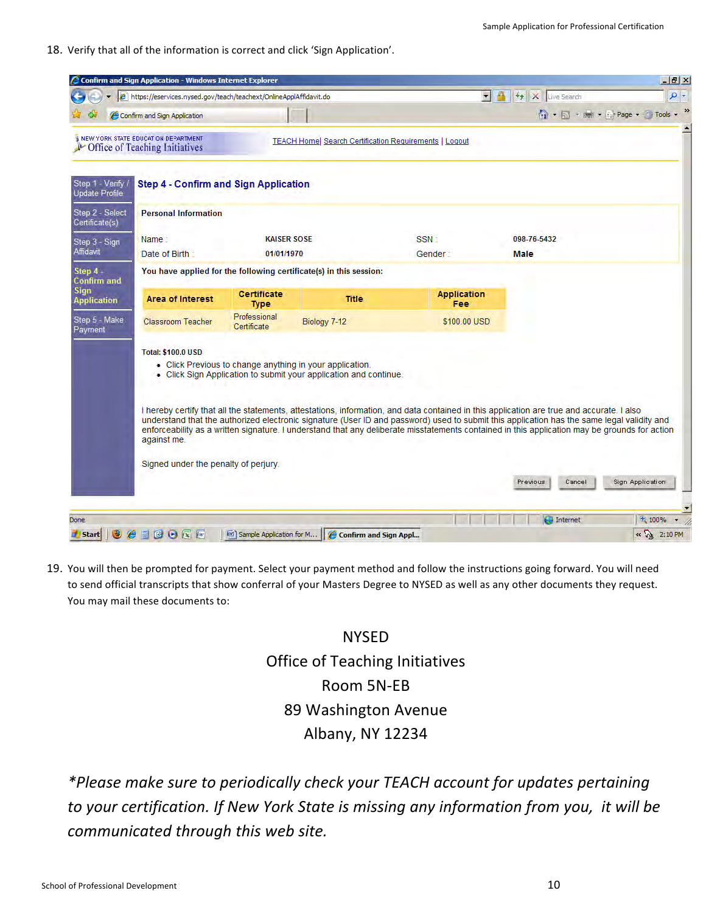18. Verify that all of the information is correct and click 'Sign Application'.

Confirm and Sign Application - Windows Internet Explorer

https://eservices.nysed.gov/teach/teachext/OnlineApplAffidavit.do

NEW YORK STATE EDUCATION DEPARTMENT
Office of Teaching Initiatives

TEACH Home | Search Certification Requirements | Logout

Step 1 - Verify / Update Profile

Step 2 - Select Certificate(s)

Step 3 - Sign Affidavit

**Step 4 - Confirm and Sign Application**

Step 5 - Make Payment

## Step 4 - Confirm and Sign Application

**Personal Information**

| | | | |
|---|---|---|---|
| Name : | KAISER SOSE | SSN : | 098-76-5432 |
| Date of Birth : | 01/01/1970 | Gender : | Male |

**You have applied for the following certificate(s) in this session:**

| Area of Interest | Certificate Type | Title | Application Fee |
|---|---|---|---|
| Classroom Teacher | Professional Certificate | Biology 7-12 | $100.00 USD |

**Total: $100.0 USD**

- Click Previous to change anything in your application.
- Click Sign Application to submit your application and continue.

I hereby certify that all the statements, attestations, information, and data contained in this application are true and accurate. I also understand that the authorized electronic signature (User ID and password) used to submit this application has the same legal validity and enforceability as a written signature. I understand that any deliberate misstatements contained in this application may be grounds for action against me.

Signed under the penalty of perjury.

Previous | Cancel | Sign Application

19. You will then be prompted for payment. Select your payment method and follow the instructions going forward. You will need to send official transcripts that show conferral of your Masters Degree to NYSED as well as any other documents they request. You may mail these documents to:

NYSED
Office of Teaching Initiatives
Room 5N-EB
89 Washington Avenue
Albany, NY 12234

*\*Please make sure to periodically check your TEACH account for updates pertaining to your certification. If New York State is missing any information from you, it will be communicated through this web site.*